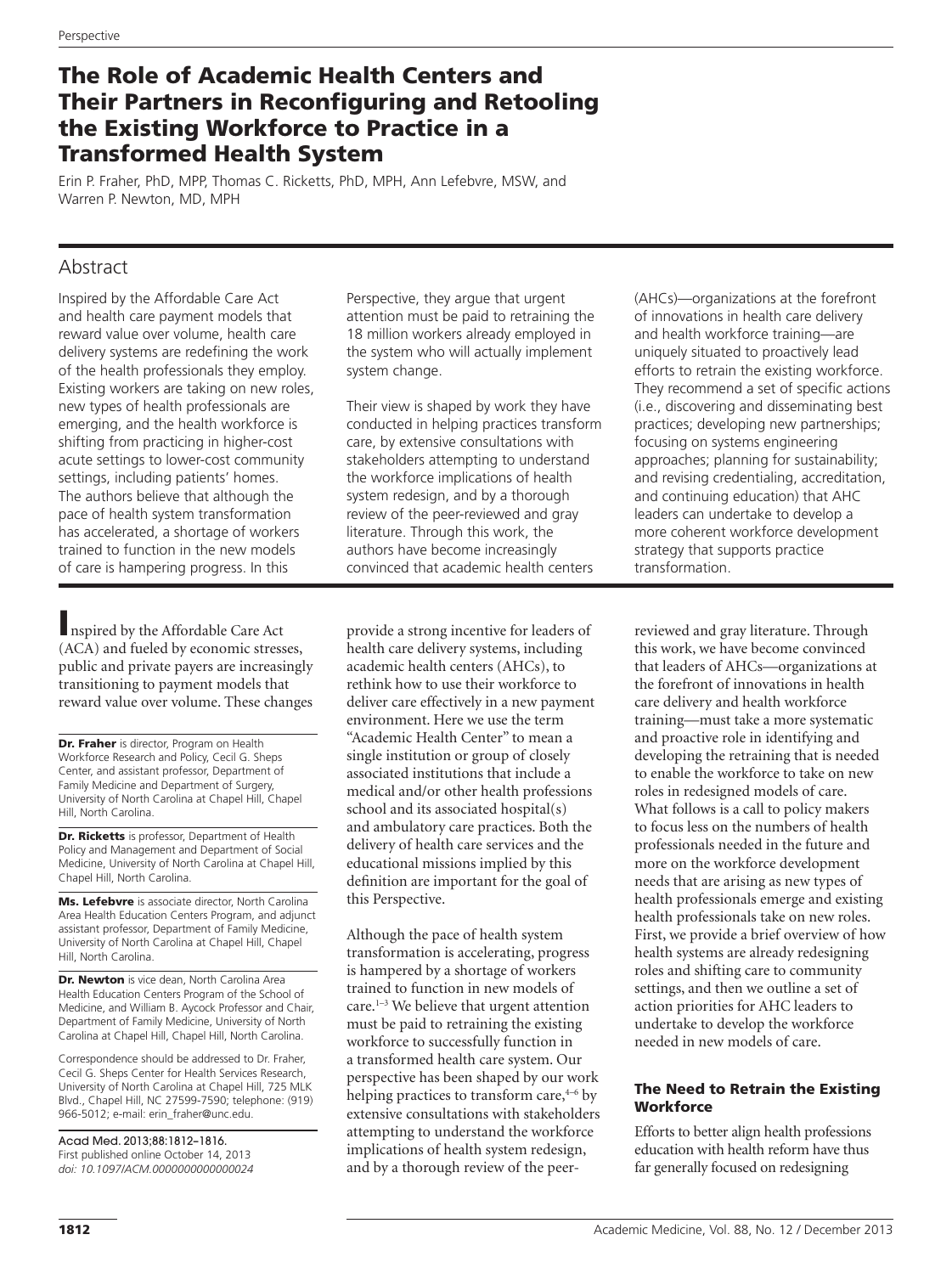Perspective

# The Role of Academic Health Centers and Their Partners in Reconfiguring and Retooling the Existing Workforce to Practice in a Transformed Health System

Erin P. Fraher, PhD, MPP, Thomas C. Ricketts, PhD, MPH, Ann Lefebvre, MSW, and Warren P. Newton, MD, MPH

## Abstract

Inspired by the Affordable Care Act and health care payment models that reward value over volume, health care delivery systems are redefining the work of the health professionals they employ. Existing workers are taking on new roles, new types of health professionals are emerging, and the health workforce is shifting from practicing in higher-cost acute settings to lower-cost community settings, including patients' homes. The authors believe that although the pace of health system transformation has accelerated, a shortage of workers trained to function in the new models of care is hampering progress. In this Perspective, they argue that urgent attention must be paid to retraining the 18 million workers already employed in the system who will actually implement system change.

Their view is shaped by work they have conducted in helping practices transform care, by extensive consultations with stakeholders attempting to understand the workforce implications of health system redesign, and by a thorough review of the peer-reviewed and gray literature. Through this work, the authors have become increasingly convinced that academic health centers (AHCs)—organizations at the forefront of innovations in health care delivery and health workforce training—are uniquely situated to proactively lead efforts to retrain the existing workforce. They recommend a set of specific actions (i.e., discovering and disseminating best practices; developing new partnerships; focusing on systems engineering approaches; planning for sustainability; and revising credentialing, accreditation, and continuing education) that AHC leaders can undertake to develop a more coherent workforce development strategy that supports practice transformation.

---

Inspired by the Affordable Care Act (ACA) and fueled by economic stresses, public and private payers are increasingly transitioning to payment models that reward value over volume. These changes provide a strong incentive for leaders of health care delivery systems, including academic health centers (AHCs), to rethink how to use their workforce to deliver care effectively in a new payment environment. Here we use the term "Academic Health Center" to mean a single institution or group of closely associated institutions that include a medical and/or other health professions school and its associated hospital(s) and ambulatory care practices. Both the delivery of health care services and the educational missions implied by this definition are important for the goal of this Perspective.

Although the pace of health system transformation is accelerating, progress is hampered by a shortage of workers trained to function in new models of care.[1–3] We believe that urgent attention must be paid to retraining the existing workforce to successfully function in a transformed health care system. Our perspective has been shaped by our work helping practices to transform care,[4–6] by extensive consultations with stakeholders attempting to understand the workforce implications of health system redesign, and by a thorough review of the peer-reviewed and gray literature. Through this work, we have become convinced that leaders of AHCs—organizations at the forefront of innovations in health care delivery and health workforce training—must take a more systematic and proactive role in identifying and developing the retraining that is needed to enable the workforce to take on new roles in redesigned models of care. What follows is a call to policy makers to focus less on the numbers of health professionals needed in the future and more on the workforce development needs that are arising as new types of health professionals emerge and existing health professionals take on new roles. First, we provide a brief overview of how health systems are already redesigning roles and shifting care to community settings, and then we outline a set of action priorities for AHC leaders to undertake to develop the workforce needed in new models of care.

### The Need to Retrain the Existing Workforce

Efforts to better align health professions education with health reform have thus far generally focused on redesigning

---

**Dr. Fraher** is director, Program on Health Workforce Research and Policy, Cecil G. Sheps Center, and assistant professor, Department of Family Medicine and Department of Surgery, University of North Carolina at Chapel Hill, Chapel Hill, North Carolina.

**Dr. Ricketts** is professor, Department of Health Policy and Management and Department of Social Medicine, University of North Carolina at Chapel Hill, Chapel Hill, North Carolina.

**Ms. Lefebvre** is associate director, North Carolina Area Health Education Centers Program, and adjunct assistant professor, Department of Family Medicine, University of North Carolina at Chapel Hill, Chapel Hill, North Carolina.

**Dr. Newton** is vice dean, North Carolina Area Health Education Centers Program of the School of Medicine, and William B. Aycock Professor and Chair, Department of Family Medicine, University of North Carolina at Chapel Hill, Chapel Hill, North Carolina.

Correspondence should be addressed to Dr. Fraher, Cecil G. Sheps Center for Health Services Research, University of North Carolina at Chapel Hill, 725 MLK Blvd., Chapel Hill, NC 27599-7590; telephone: (919) 966-5012; e-mail: erin_fraher@unc.edu.

Acad Med. 2013;88:1812–1816.
First published online October 14, 2013
*doi: 10.1097/ACM.0000000000000024*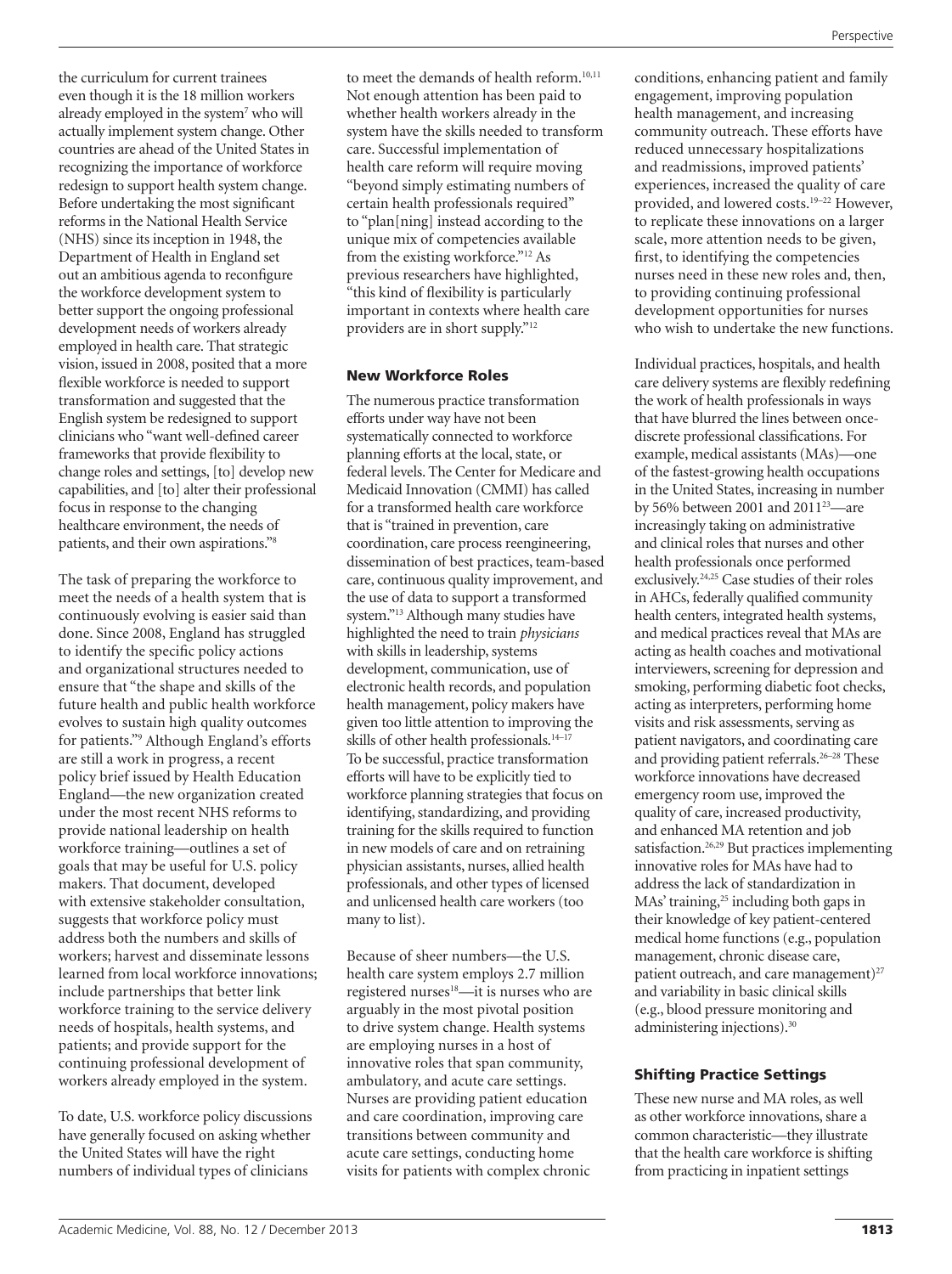the curriculum for current trainees even though it is the 18 million workers already employed in the system[7] who will actually implement system change. Other countries are ahead of the United States in recognizing the importance of workforce redesign to support health system change. Before undertaking the most significant reforms in the National Health Service (NHS) since its inception in 1948, the Department of Health in England set out an ambitious agenda to reconfigure the workforce development system to better support the ongoing professional development needs of workers already employed in health care. That strategic vision, issued in 2008, posited that a more flexible workforce is needed to support transformation and suggested that the English system be redesigned to support clinicians who "want well-defined career frameworks that provide flexibility to change roles and settings, [to] develop new capabilities, and [to] alter their professional focus in response to the changing healthcare environment, the needs of patients, and their own aspirations."[8]

The task of preparing the workforce to meet the needs of a health system that is continuously evolving is easier said than done. Since 2008, England has struggled to identify the specific policy actions and organizational structures needed to ensure that "the shape and skills of the future health and public health workforce evolves to sustain high quality outcomes for patients."[9] Although England's efforts are still a work in progress, a recent policy brief issued by Health Education England—the new organization created under the most recent NHS reforms to provide national leadership on health workforce training—outlines a set of goals that may be useful for U.S. policy makers. That document, developed with extensive stakeholder consultation, suggests that workforce policy must address both the numbers and skills of workers; harvest and disseminate lessons learned from local workforce innovations; include partnerships that better link workforce training to the service delivery needs of hospitals, health systems, and patients; and provide support for the continuing professional development of workers already employed in the system.

To date, U.S. workforce policy discussions have generally focused on asking whether the United States will have the right numbers of individual types of clinicians to meet the demands of health reform.[10,11] Not enough attention has been paid to whether health workers already in the system have the skills needed to transform care. Successful implementation of health care reform will require moving "beyond simply estimating numbers of certain health professionals required" to "plan[ning] instead according to the unique mix of competencies available from the existing workforce."[12] As previous researchers have highlighted, "this kind of flexibility is particularly important in contexts where health care providers are in short supply."[12]

## New Workforce Roles

The numerous practice transformation efforts under way have not been systematically connected to workforce planning efforts at the local, state, or federal levels. The Center for Medicare and Medicaid Innovation (CMMI) has called for a transformed health care workforce that is "trained in prevention, care coordination, care process reengineering, dissemination of best practices, team-based care, continuous quality improvement, and the use of data to support a transformed system."[13] Although many studies have highlighted the need to train *physicians* with skills in leadership, systems development, communication, use of electronic health records, and population health management, policy makers have given too little attention to improving the skills of other health professionals.[14–17] To be successful, practice transformation efforts will have to be explicitly tied to workforce planning strategies that focus on identifying, standardizing, and providing training for the skills required to function in new models of care and on retraining physician assistants, nurses, allied health professionals, and other types of licensed and unlicensed health care workers (too many to list).

Because of sheer numbers—the U.S. health care system employs 2.7 million registered nurses[18]—it is nurses who are arguably in the most pivotal position to drive system change. Health systems are employing nurses in a host of innovative roles that span community, ambulatory, and acute care settings. Nurses are providing patient education and care coordination, improving care transitions between community and acute care settings, conducting home visits for patients with complex chronic conditions, enhancing patient and family engagement, improving population health management, and increasing community outreach. These efforts have reduced unnecessary hospitalizations and readmissions, improved patients' experiences, increased the quality of care provided, and lowered costs.[19–22] However, to replicate these innovations on a larger scale, more attention needs to be given, first, to identifying the competencies nurses need in these new roles and, then, to providing continuing professional development opportunities for nurses who wish to undertake the new functions.

Individual practices, hospitals, and health care delivery systems are flexibly redefining the work of health professionals in ways that have blurred the lines between once-discrete professional classifications. For example, medical assistants (MAs)—one of the fastest-growing health occupations in the United States, increasing in number by 56% between 2001 and 2011[23]—are increasingly taking on administrative and clinical roles that nurses and other health professionals once performed exclusively.[24,25] Case studies of their roles in AHCs, federally qualified community health centers, integrated health systems, and medical practices reveal that MAs are acting as health coaches and motivational interviewers, screening for depression and smoking, performing diabetic foot checks, acting as interpreters, performing home visits and risk assessments, serving as patient navigators, and coordinating care and providing patient referrals.[26–28] These workforce innovations have decreased emergency room use, improved the quality of care, increased productivity, and enhanced MA retention and job satisfaction.[26,29] But practices implementing innovative roles for MAs have had to address the lack of standardization in MAs' training,[25] including both gaps in their knowledge of key patient-centered medical home functions (e.g., population management, chronic disease care, patient outreach, and care management)[27] and variability in basic clinical skills (e.g., blood pressure monitoring and administering injections).[30]

## Shifting Practice Settings

These new nurse and MA roles, as well as other workforce innovations, share a common characteristic—they illustrate that the health care workforce is shifting from practicing in inpatient settings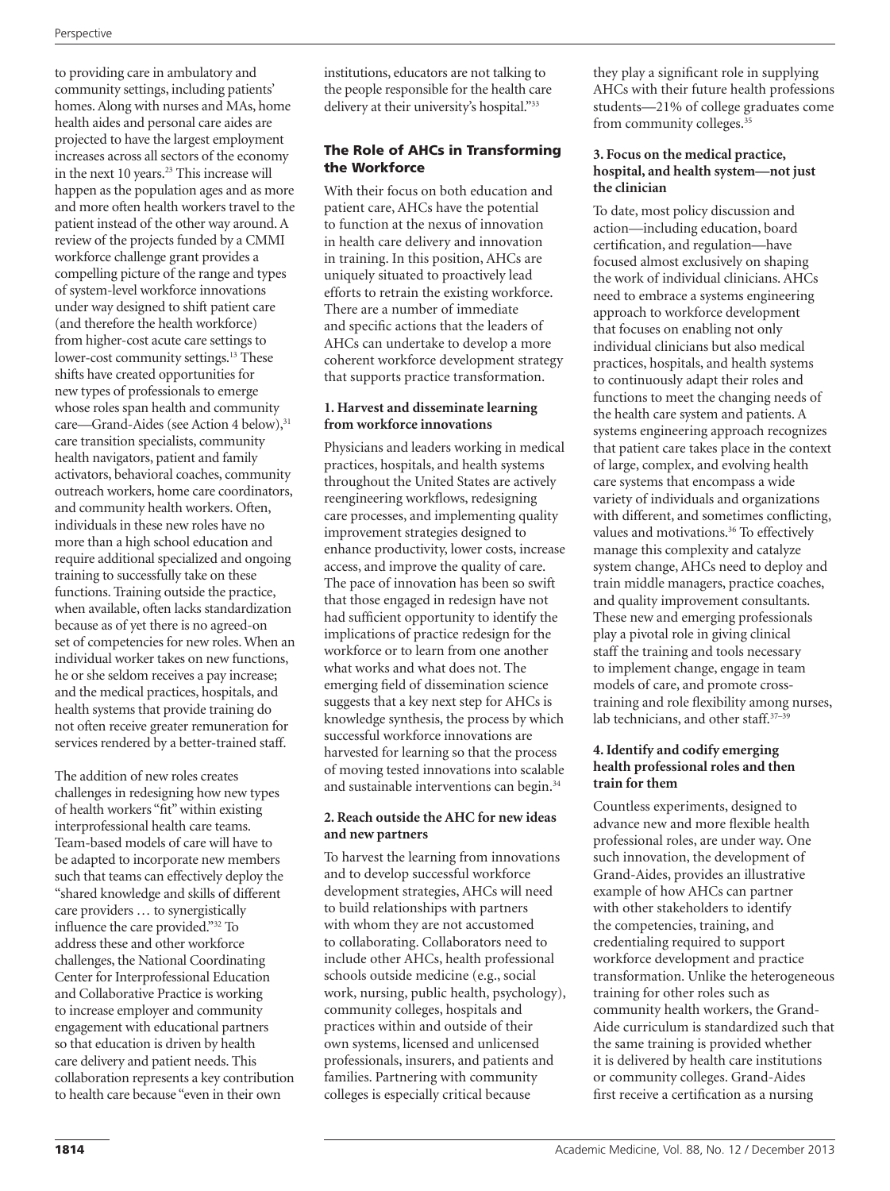to providing care in ambulatory and community settings, including patients' homes. Along with nurses and MAs, home health aides and personal care aides are projected to have the largest employment increases across all sectors of the economy in the next 10 years.[23] This increase will happen as the population ages and as more and more often health workers travel to the patient instead of the other way around. A review of the projects funded by a CMMI workforce challenge grant provides a compelling picture of the range and types of system-level workforce innovations under way designed to shift patient care (and therefore the health workforce) from higher-cost acute care settings to lower-cost community settings.[13] These shifts have created opportunities for new types of professionals to emerge whose roles span health and community care—Grand-Aides (see Action 4 below),[31] care transition specialists, community health navigators, patient and family activators, behavioral coaches, community outreach workers, home care coordinators, and community health workers. Often, individuals in these new roles have no more than a high school education and require additional specialized and ongoing training to successfully take on these functions. Training outside the practice, when available, often lacks standardization because as of yet there is no agreed-on set of competencies for new roles. When an individual worker takes on new functions, he or she seldom receives a pay increase; and the medical practices, hospitals, and health systems that provide training do not often receive greater remuneration for services rendered by a better-trained staff.

The addition of new roles creates challenges in redesigning how new types of health workers "fit" within existing interprofessional health care teams. Team-based models of care will have to be adapted to incorporate new members such that teams can effectively deploy the "shared knowledge and skills of different care providers … to synergistically influence the care provided."[32] To address these and other workforce challenges, the National Coordinating Center for Interprofessional Education and Collaborative Practice is working to increase employer and community engagement with educational partners so that education is driven by health care delivery and patient needs. This collaboration represents a key contribution to health care because "even in their own institutions, educators are not talking to the people responsible for the health care delivery at their university's hospital."[33]

## The Role of AHCs in Transforming the Workforce

With their focus on both education and patient care, AHCs have the potential to function at the nexus of innovation in health care delivery and innovation in training. In this position, AHCs are uniquely situated to proactively lead efforts to retrain the existing workforce. There are a number of immediate and specific actions that the leaders of AHCs can undertake to develop a more coherent workforce development strategy that supports practice transformation.

### 1. Harvest and disseminate learning from workforce innovations

Physicians and leaders working in medical practices, hospitals, and health systems throughout the United States are actively reengineering workflows, redesigning care processes, and implementing quality improvement strategies designed to enhance productivity, lower costs, increase access, and improve the quality of care. The pace of innovation has been so swift that those engaged in redesign have not had sufficient opportunity to identify the implications of practice redesign for the workforce or to learn from one another what works and what does not. The emerging field of dissemination science suggests that a key next step for AHCs is knowledge synthesis, the process by which successful workforce innovations are harvested for learning so that the process of moving tested innovations into scalable and sustainable interventions can begin.[34]

### 2. Reach outside the AHC for new ideas and new partners

To harvest the learning from innovations and to develop successful workforce development strategies, AHCs will need to build relationships with partners with whom they are not accustomed to collaborating. Collaborators need to include other AHCs, health professional schools outside medicine (e.g., social work, nursing, public health, psychology), community colleges, hospitals and practices within and outside of their own systems, licensed and unlicensed professionals, insurers, and patients and families. Partnering with community colleges is especially critical because they play a significant role in supplying AHCs with their future health professions students—21% of college graduates come from community colleges.[35]

### 3. Focus on the medical practice, hospital, and health system—not just the clinician

To date, most policy discussion and action—including education, board certification, and regulation—have focused almost exclusively on shaping the work of individual clinicians. AHCs need to embrace a systems engineering approach to workforce development that focuses on enabling not only individual clinicians but also medical practices, hospitals, and health systems to continuously adapt their roles and functions to meet the changing needs of the health care system and patients. A systems engineering approach recognizes that patient care takes place in the context of large, complex, and evolving health care systems that encompass a wide variety of individuals and organizations with different, and sometimes conflicting, values and motivations.[36] To effectively manage this complexity and catalyze system change, AHCs need to deploy and train middle managers, practice coaches, and quality improvement consultants. These new and emerging professionals play a pivotal role in giving clinical staff the training and tools necessary to implement change, engage in team models of care, and promote cross-training and role flexibility among nurses, lab technicians, and other staff.[37–39]

### 4. Identify and codify emerging health professional roles and then train for them

Countless experiments, designed to advance new and more flexible health professional roles, are under way. One such innovation, the development of Grand-Aides, provides an illustrative example of how AHCs can partner with other stakeholders to identify the competencies, training, and credentialing required to support workforce development and practice transformation. Unlike the heterogeneous training for other roles such as community health workers, the Grand-Aide curriculum is standardized such that the same training is provided whether it is delivered by health care institutions or community colleges. Grand-Aides first receive a certification as a nursing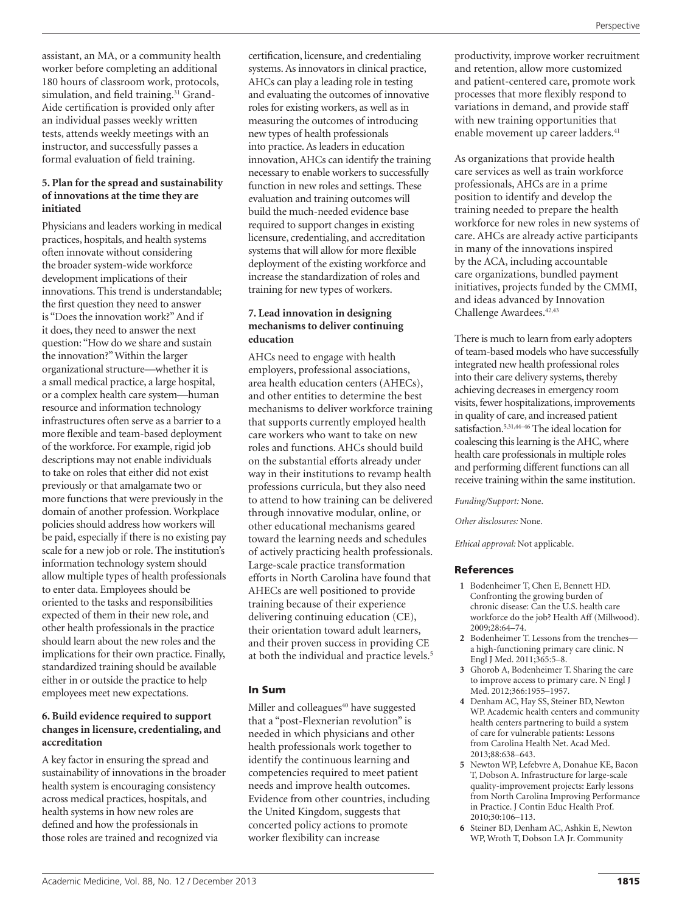assistant, an MA, or a community health worker before completing an additional 180 hours of classroom work, protocols, simulation, and field training.[31] Grand-Aide certification is provided only after an individual passes weekly written tests, attends weekly meetings with an instructor, and successfully passes a formal evaluation of field training.

**5. Plan for the spread and sustainability of innovations at the time they are initiated**

Physicians and leaders working in medical practices, hospitals, and health systems often innovate without considering the broader system-wide workforce development implications of their innovations. This trend is understandable; the first question they need to answer is "Does the innovation work?" And if it does, they need to answer the next question: "How do we share and sustain the innovation?" Within the larger organizational structure—whether it is a small medical practice, a large hospital, or a complex health care system—human resource and information technology infrastructures often serve as a barrier to a more flexible and team-based deployment of the workforce. For example, rigid job descriptions may not enable individuals to take on roles that either did not exist previously or that amalgamate two or more functions that were previously in the domain of another profession. Workplace policies should address how workers will be paid, especially if there is no existing pay scale for a new job or role. The institution's information technology system should allow multiple types of health professionals to enter data. Employees should be oriented to the tasks and responsibilities expected of them in their new role, and other health professionals in the practice should learn about the new roles and the implications for their own practice. Finally, standardized training should be available either in or outside the practice to help employees meet new expectations.

**6. Build evidence required to support changes in licensure, credentialing, and accreditation**

A key factor in ensuring the spread and sustainability of innovations in the broader health system is encouraging consistency across medical practices, hospitals, and health systems in how new roles are defined and how the professionals in those roles are trained and recognized via certification, licensure, and credentialing systems. As innovators in clinical practice, AHCs can play a leading role in testing and evaluating the outcomes of innovative roles for existing workers, as well as in measuring the outcomes of introducing new types of health professionals into practice. As leaders in education innovation, AHCs can identify the training necessary to enable workers to successfully function in new roles and settings. These evaluation and training outcomes will build the much-needed evidence base required to support changes in existing licensure, credentialing, and accreditation systems that will allow for more flexible deployment of the existing workforce and increase the standardization of roles and training for new types of workers.

**7. Lead innovation in designing mechanisms to deliver continuing education**

AHCs need to engage with health employers, professional associations, area health education centers (AHECs), and other entities to determine the best mechanisms to deliver workforce training that supports currently employed health care workers who want to take on new roles and functions. AHCs should build on the substantial efforts already under way in their institutions to revamp health professions curricula, but they also need to attend to how training can be delivered through innovative modular, online, or other educational mechanisms geared toward the learning needs and schedules of actively practicing health professionals. Large-scale practice transformation efforts in North Carolina have found that AHECs are well positioned to provide training because of their experience delivering continuing education (CE), their orientation toward adult learners, and their proven success in providing CE at both the individual and practice levels.[5]

## In Sum

Miller and colleagues[40] have suggested that a "post-Flexnerian revolution" is needed in which physicians and other health professionals work together to identify the continuous learning and competencies required to meet patient needs and improve health outcomes. Evidence from other countries, including the United Kingdom, suggests that concerted policy actions to promote worker flexibility can increase productivity, improve worker recruitment and retention, allow more customized and patient-centered care, promote work processes that more flexibly respond to variations in demand, and provide staff with new training opportunities that enable movement up career ladders.[41]

As organizations that provide health care services as well as train workforce professionals, AHCs are in a prime position to identify and develop the training needed to prepare the health workforce for new roles in new systems of care. AHCs are already active participants in many of the innovations inspired by the ACA, including accountable care organizations, bundled payment initiatives, projects funded by the CMMI, and ideas advanced by Innovation Challenge Awardees.[42,43]

There is much to learn from early adopters of team-based models who have successfully integrated new health professional roles into their care delivery systems, thereby achieving decreases in emergency room visits, fewer hospitalizations, improvements in quality of care, and increased patient satisfaction.[5,31,44–46] The ideal location for coalescing this learning is the AHC, where health care professionals in multiple roles and performing different functions can all receive training within the same institution.

*Funding/Support:* None.

*Other disclosures:* None.

*Ethical approval:* Not applicable.

## References

1. Bodenheimer T, Chen E, Bennett HD. Confronting the growing burden of chronic disease: Can the U.S. health care workforce do the job? Health Aff (Millwood). 2009;28:64–74.
2. Bodenheimer T. Lessons from the trenches—a high-functioning primary care clinic. N Engl J Med. 2011;365:5–8.
3. Ghorob A, Bodenheimer T. Sharing the care to improve access to primary care. N Engl J Med. 2012;366:1955–1957.
4. Denham AC, Hay SS, Steiner BD, Newton WP. Academic health centers and community health centers partnering to build a system of care for vulnerable patients: Lessons from Carolina Health Net. Acad Med. 2013;88:638–643.
5. Newton WP, Lefebvre A, Donahue KE, Bacon T, Dobson A. Infrastructure for large-scale quality-improvement projects: Early lessons from North Carolina Improving Performance in Practice. J Contin Educ Health Prof. 2010;30:106–113.
6. Steiner BD, Denham AC, Ashkin E, Newton WP, Wroth T, Dobson LA Jr. Community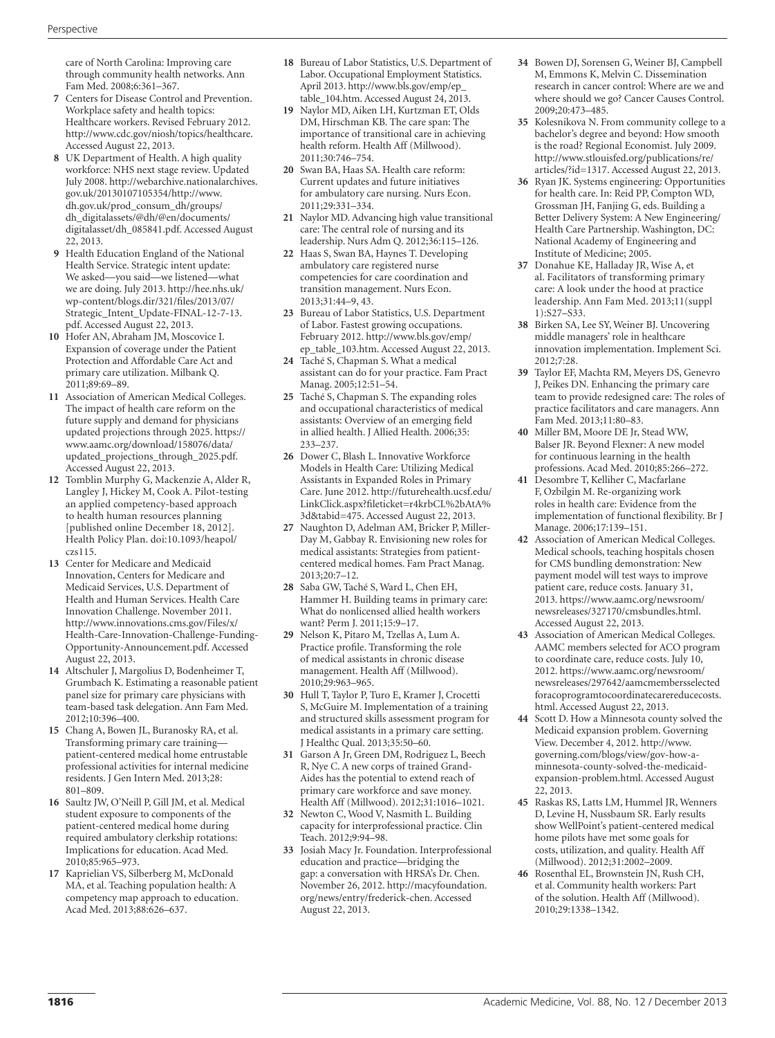care of North Carolina: Improving care through community health networks. Ann Fam Med. 2008;6:361–367.

7 Centers for Disease Control and Prevention. Workplace safety and health topics: Healthcare workers. Revised February 2012. http://www.cdc.gov/niosh/topics/healthcare. Accessed August 22, 2013.

8 UK Department of Health. A high quality workforce: NHS next stage review. Updated July 2008. http://webarchive.nationalarchives.gov.uk/20130107105354/http://www.dh.gov.uk/prod_consum_dh/groups/dh_digitalassets/@dh/@en/documents/digitalasset/dh_085841.pdf. Accessed August 22, 2013.

9 Health Education England of the National Health Service. Strategic intent update: We asked—you said—we listened—what we are doing. July 2013. http://hee.nhs.uk/wp-content/blogs.dir/321/files/2013/07/Strategic_Intent_Update-FINAL-12-7-13.pdf. Accessed August 22, 2013.

10 Hofer AN, Abraham JM, Moscovice I. Expansion of coverage under the Patient Protection and Affordable Care Act and primary care utilization. Milbank Q. 2011;89:69–89.

11 Association of American Medical Colleges. The impact of health care reform on the future supply and demand for physicians updated projections through 2025. https://www.aamc.org/download/158076/data/updated_projections_through_2025.pdf. Accessed August 22, 2013.

12 Tomblin Murphy G, Mackenzie A, Alder R, Langley J, Hickey M, Cook A. Pilot-testing an applied competency-based approach to health human resources planning [published online December 18, 2012]. Health Policy Plan. doi:10.1093/heapol/czs115.

13 Center for Medicare and Medicaid Innovation, Centers for Medicare and Medicaid Services, U.S. Department of Health and Human Services. Health Care Innovation Challenge. November 2011. http://www.innovations.cms.gov/Files/x/Health-Care-Innovation-Challenge-Funding-Opportunity-Announcement.pdf. Accessed August 22, 2013.

14 Altschuler J, Margolius D, Bodenheimer T, Grumbach K. Estimating a reasonable patient panel size for primary care physicians with team-based task delegation. Ann Fam Med. 2012;10:396–400.

15 Chang A, Bowen JL, Buranosky RA, et al. Transforming primary care training—patient-centered medical home entrustable professional activities for internal medicine residents. J Gen Intern Med. 2013;28:801–809.

16 Saultz JW, O'Neill P, Gill JM, et al. Medical student exposure to components of the patient-centered medical home during required ambulatory clerkship rotations: Implications for education. Acad Med. 2010;85:965–973.

17 Kaprielian VS, Silberberg M, McDonald MA, et al. Teaching population health: A competency map approach to education. Acad Med. 2013;88:626–637.

18 Bureau of Labor Statistics, U.S. Department of Labor. Occupational Employment Statistics. April 2013. http://www.bls.gov/emp/ep_table_104.htm. Accessed August 24, 2013.

19 Naylor MD, Aiken LH, Kurtzman ET, Olds DM, Hirschman KB. The care span: The importance of transitional care in achieving health reform. Health Aff (Millwood). 2011;30:746–754.

20 Swan BA, Haas SA. Health care reform: Current updates and future initiatives for ambulatory care nursing. Nurs Econ. 2011;29:331–334.

21 Naylor MD. Advancing high value transitional care: The central role of nursing and its leadership. Nurs Adm Q. 2012;36:115–126.

22 Haas S, Swan BA, Haynes T. Developing ambulatory care registered nurse competencies for care coordination and transition management. Nurs Econ. 2013;31:44–9, 43.

23 Bureau of Labor Statistics, U.S. Department of Labor. Fastest growing occupations. February 2012. http://www.bls.gov/emp/ep_table_103.htm. Accessed August 22, 2013.

24 Taché S, Chapman S. What a medical assistant can do for your practice. Fam Pract Manag. 2005;12:51–54.

25 Taché S, Chapman S. The expanding roles and occupational characteristics of medical assistants: Overview of an emerging field in allied health. J Allied Health. 2006;35:233–237.

26 Dower C, Blash L. Innovative Workforce Models in Health Care: Utilizing Medical Assistants in Expanded Roles in Primary Care. June 2012. http://futurehealth.ucsf.edu/LinkClick.aspx?fileticket=r4krbCL%2bAtA%3d&tabid=475. Accessed August 22, 2013.

27 Naughton D, Adelman AM, Bricker P, Miller-Day M, Gabbay R. Envisioning new roles for medical assistants: Strategies from patient-centered medical homes. Fam Pract Manag. 2013;20:7–12.

28 Saba GW, Taché S, Ward L, Chen EH, Hammer H. Building teams in primary care: What do nonlicensed allied health workers want? Perm J. 2011;15:9–17.

29 Nelson K, Pitaro M, Tzellas A, Lum A. Practice profile. Transforming the role of medical assistants in chronic disease management. Health Aff (Millwood). 2010;29:963–965.

30 Hull T, Taylor P, Turo E, Kramer J, Crocetti S, McGuire M. Implementation of a training and structured skills assessment program for medical assistants in a primary care setting. J Healthc Qual. 2013;35:50–60.

31 Garson A Jr, Green DM, Rodriguez L, Beech R, Nye C. A new corps of trained Grand-Aides has the potential to extend reach of primary care workforce and save money. Health Aff (Millwood). 2012;31:1016–1021.

32 Newton C, Wood V, Nasmith L. Building capacity for interprofessional practice. Clin Teach. 2012;9:94–98.

33 Josiah Macy Jr. Foundation. Interprofessional education and practice—bridging the gap: a conversation with HRSA's Dr. Chen. November 26, 2012. http://macyfoundation.org/news/entry/frederick-chen. Accessed August 22, 2013.

34 Bowen DJ, Sorensen G, Weiner BJ, Campbell M, Emmons K, Melvin C. Dissemination research in cancer control: Where are we and where should we go? Cancer Causes Control. 2009;20:473–485.

35 Kolesnikova N. From community college to a bachelor's degree and beyond: How smooth is the road? Regional Economist. July 2009. http://www.stlouisfed.org/publications/re/articles/?id=1317. Accessed August 22, 2013.

36 Ryan JK. Systems engineering: Opportunities for health care. In: Reid PP, Compton WD, Grossman JH, Fanjing G, eds. Building a Better Delivery System: A New Engineering/Health Care Partnership. Washington, DC: National Academy of Engineering and Institute of Medicine; 2005.

37 Donahue KE, Halladay JR, Wise A, et al. Facilitators of transforming primary care: A look under the hood at practice leadership. Ann Fam Med. 2013;11(suppl 1):S27–S33.

38 Birken SA, Lee SY, Weiner BJ. Uncovering middle managers' role in healthcare innovation implementation. Implement Sci. 2012;7:28.

39 Taylor EF, Machta RM, Meyers DS, Genevro J, Peikes DN. Enhancing the primary care team to provide redesigned care: The roles of practice facilitators and care managers. Ann Fam Med. 2013;11:80–83.

40 Miller BM, Moore DE Jr, Stead WW, Balser JR. Beyond Flexner: A new model for continuous learning in the health professions. Acad Med. 2010;85:266–272.

41 Desombre T, Kelliher C, Macfarlane F, Ozbilgin M. Re-organizing work roles in health care: Evidence from the implementation of functional flexibility. Br J Manage. 2006;17:139–151.

42 Association of American Medical Colleges. Medical schools, teaching hospitals chosen for CMS bundling demonstration: New payment model will test ways to improve patient care, reduce costs. January 31, 2013. https://www.aamc.org/newsroom/newsreleases/327170/cmsbundles.html. Accessed August 22, 2013.

43 Association of American Medical Colleges. AAMC members selected for ACO program to coordinate care, reduce costs. July 10, 2012. https://www.aamc.org/newsroom/newsreleases/297642/aamcmembersselectedforacoprogramtocoordinatecarereducecosts.html. Accessed August 22, 2013.

44 Scott D. How a Minnesota county solved the Medicaid expansion problem. Governing View. December 4, 2012. http://www.governing.com/blogs/view/gov-how-a-minnesota-county-solved-the-medicaid-expansion-problem.html. Accessed August 22, 2013.

45 Raskas RS, Latts LM, Hummel JR, Wenners D, Levine H, Nussbaum SR. Early results show WellPoint's patient-centered medical home pilots have met some goals for costs, utilization, and quality. Health Aff (Millwood). 2012;31:2002–2009.

46 Rosenthal EL, Brownstein JN, Rush CH, et al. Community health workers: Part of the solution. Health Aff (Millwood). 2010;29:1338–1342.